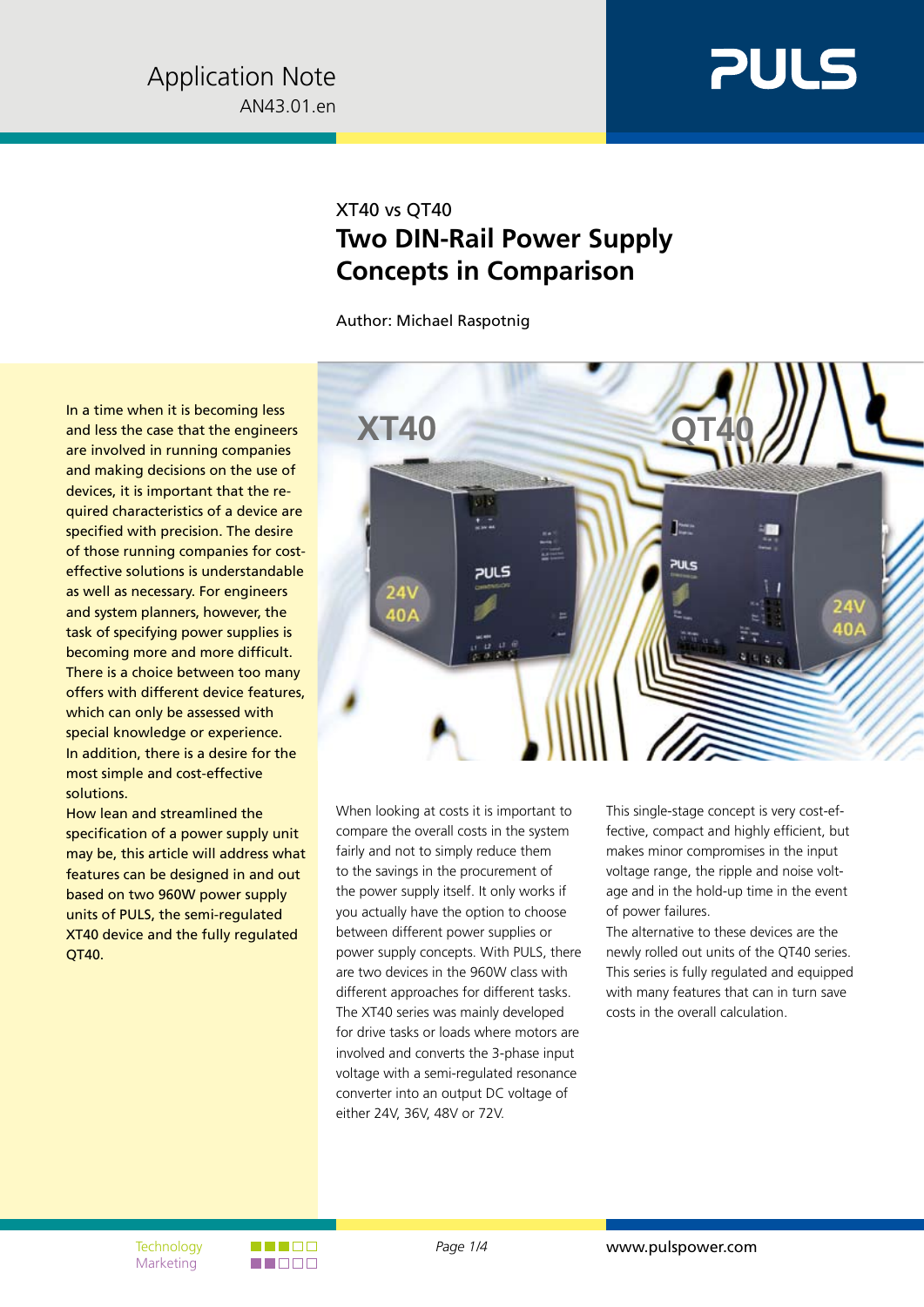Application Note
AN43.01.en

PULS

XT40 vs QT40

# Two DIN-Rail Power Supply Concepts in Comparison

Author: Michael Raspotnig

In a time when it is becoming less and less the case that the engineers are involved in running companies and making decisions on the use of devices, it is important that the required characteristics of a device are specified with precision. The desire of those running companies for cost-effective solutions is understandable as well as necessary. For engineers and system planners, however, the task of specifying power supplies is becoming more and more difficult. There is a choice between too many offers with different device features, which can only be assessed with special knowledge or experience. In addition, there is a desire for the most simple and cost-effective solutions.
How lean and streamlined the specification of a power supply unit may be, this article will address what features can be designed in and out based on two 960W power supply units of PULS, the semi-regulated XT40 device and the fully regulated QT40.

When looking at costs it is important to compare the overall costs in the system fairly and not to simply reduce them to the savings in the procurement of the power supply itself. It only works if you actually have the option to choose between different power supplies or power supply concepts. With PULS, there are two devices in the 960W class with different approaches for different tasks. The XT40 series was mainly developed for drive tasks or loads where motors are involved and converts the 3-phase input voltage with a semi-regulated resonance converter into an output DC voltage of either 24V, 36V, 48V or 72V.

This single-stage concept is very cost-effective, compact and highly efficient, but makes minor compromises in the input voltage range, the ripple and noise voltage and in the hold-up time in the event of power failures.
The alternative to these devices are the newly rolled out units of the QT40 series. This series is fully regulated and equipped with many features that can in turn save costs in the overall calculation.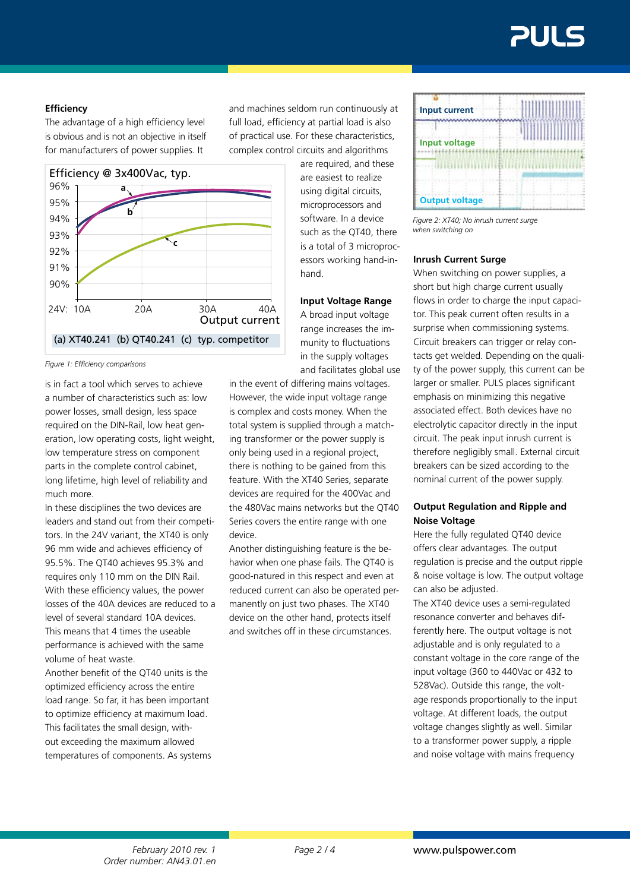### Efficiency

The advantage of a high efficiency level is obvious and is not an objective in itself for manufacturers of power supplies. It is in fact a tool which serves to achieve a number of characteristics such as: low power losses, small design, less space required on the DIN-Rail, low heat generation, low operating costs, light weight, low temperature stress on component parts in the complete control cabinet, long lifetime, high level of reliability and much more.

Efficiency @ 3x400Vac, typ.

(a) XT40.241 (b) QT40.241 (c) typ. competitor

*Figure 1: Efficiency comparisons*

In these disciplines the two devices are leaders and stand out from their competitors. In the 24V variant, the XT40 is only 96 mm wide and achieves efficiency of 95.5%. The QT40 achieves 95.3% and requires only 110 mm on the DIN Rail. With these efficiency values, the power losses of the 40A devices are reduced to a level of several standard 10A devices. This means that 4 times the useable performance is achieved with the same volume of heat waste.

Another benefit of the QT40 units is the optimized efficiency across the entire load range. So far, it has been important to optimize efficiency at maximum load. This facilitates the small design, without exceeding the maximum allowed temperatures of components. As systems and machines seldom run continuously at full load, efficiency at partial load is also of practical use. For these characteristics, complex control circuits and algorithms are required, and these are easiest to realize using digital circuits, microprocessors and software. In a device such as the QT40, there is a total of 3 microprocessors working hand-in-hand.

### Input Voltage Range

A broad input voltage range increases the immunity to fluctuations in the supply voltages and facilitates global use in the event of differing mains voltages. However, the wide input voltage range is complex and costs money. When the total system is supplied through a matching transformer or the power supply is only being used in a regional project, there is nothing to be gained from this feature. With the XT40 Series, separate devices are required for the 400Vac and the 480Vac mains networks but the QT40 Series covers the entire range with one device.

Another distinguishing feature is the behavior when one phase fails. The QT40 is good-natured in this respect and even at reduced current can also be operated permanently on just two phases. The XT40 device on the other hand, protects itself and switches off in these circumstances.

*Figure 2: XT40; No inrush current surge when switching on*

### Inrush Current Surge

When switching on power supplies, a short but high charge current usually flows in order to charge the input capacitor. This peak current often results in a surprise when commissioning systems. Circuit breakers can trigger or relay contacts get welded. Depending on the quality of the power supply, this current can be larger or smaller. PULS places significant emphasis on minimizing this negative associated effect. Both devices have no electrolytic capacitor directly in the input circuit. The peak input inrush current is therefore negligibly small. External circuit breakers can be sized according to the nominal current of the power supply.

### Output Regulation and Ripple and Noise Voltage

Here the fully regulated QT40 device offers clear advantages. The output regulation is precise and the output ripple & noise voltage is low. The output voltage can also be adjusted.

The XT40 device uses a semi-regulated resonance converter and behaves differently here. The output voltage is not adjustable and is only regulated to a constant voltage in the core range of the input voltage (360 to 440Vac or 432 to 528Vac). Outside this range, the voltage responds proportionally to the input voltage. At different loads, the output voltage changes slightly as well. Similar to a transformer power supply, a ripple and noise voltage with mains frequency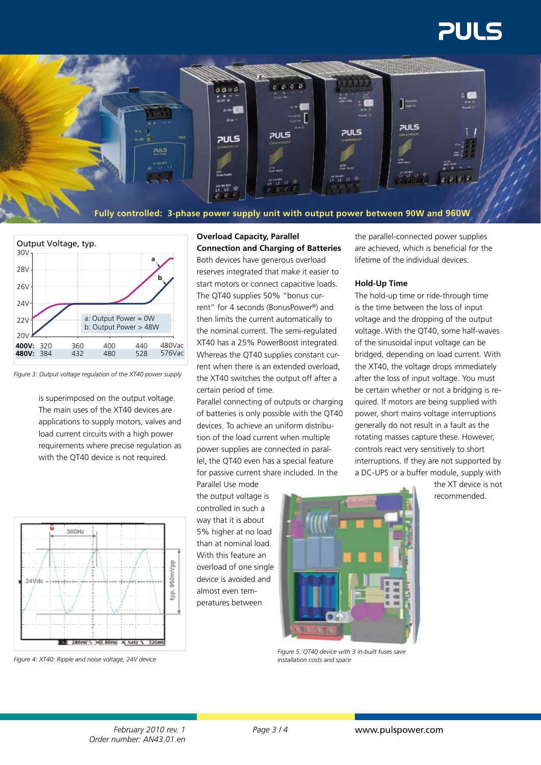Fully controlled: 3-phase power supply unit with output power between 90W and 960W

Figure 3: Output voltage regulation of the XT40 power supply

is superimposed on the output voltage. The main uses of the XT40 devices are applications to supply motors, valves and load current circuits with a high power requirements where precise regulation as with the QT40 device is not required.

Figure 4: XT40: Ripple and noise voltage, 24V device

### Overload Capacity, Parallel Connection and Charging of Batteries

Both devices have generous overload reserves integrated that make it easier to start motors or connect capacitive loads. The QT40 supplies 50% "bonus current" for 4 seconds (BonusPower®) and then limits the current automatically to the nominal current. The semi-regulated XT40 has a 25% PowerBoost integrated. Whereas the QT40 supplies constant current when there is an extended overload, the XT40 switches the output off after a certain period of time.

Parallel connecting of outputs or charging of batteries is only possible with the QT40 devices. To achieve an uniform distribution of the load current when multiple power supplies are connected in parallel, the QT40 even has a special feature for passive current share included. In the Parallel Use mode the output voltage is controlled in such a way that it is about 5% higher at no load than at nominal load. With this feature an overload of one single device is avoided and almost even temperatures between the parallel-connected power supplies are achieved, which is beneficial for the lifetime of the individual devices.

### Hold-Up Time

The hold-up time or ride-through time is the time between the loss of input voltage and the dropping of the output voltage. With the QT40, some half-waves of the sinusoidal input voltage can be bridged, depending on load current. With the XT40, the voltage drops immediately after the loss of input voltage. You must be certain whether or not a bridging is required. If motors are being supplied with power, short mains voltage interruptions generally do not result in a fault as the rotating masses capture these. However, controls react very sensitively to short interruptions. If they are not supported by a DC-UPS or a buffer module, supply with the XT device is not recommended.

Figure 5: QT40 device with 3 in-built fuses save installation costs and space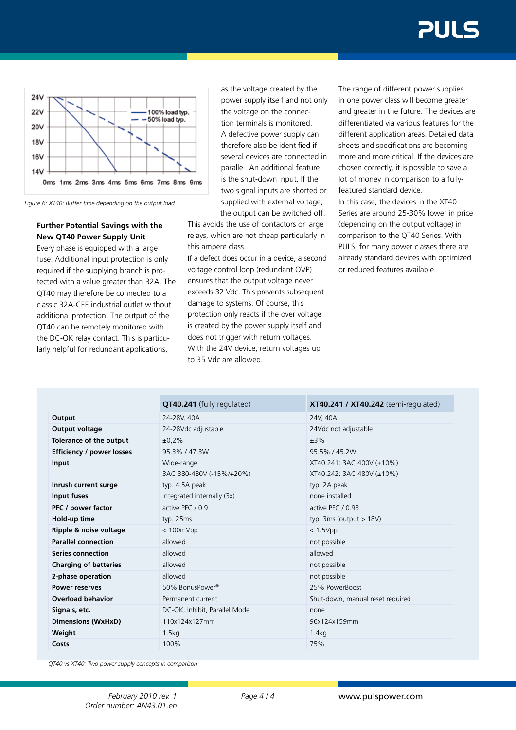24V
22V
20V
18V
16V
14V
0ms 1ms 2ms 3ms 4ms 5ms 6ms 7ms 8ms 9ms
100% load typ.
50% load typ.

*Figure 6: XT40: Buffer time depending on the output load*

**Further Potential Savings with the New QT40 Power Supply Unit**

Every phase is equipped with a large fuse. Additional input protection is only required if the supplying branch is protected with a value greater than 32A. The QT40 may therefore be connected to a classic 32A-CEE industrial outlet without additional protection. The output of the QT40 can be remotely monitored with the DC-OK relay contact. This is particularly helpful for redundant applications, as the voltage created by the power supply itself and not only the voltage on the connection terminals is monitored. A defective power supply can therefore also be identified if several devices are connected in parallel. An additional feature is the shut-down input. If the two signal inputs are shorted or supplied with external voltage, the output can be switched off. This avoids the use of contactors or large relays, which are not cheap particularly in this ampere class.

If a defect does occur in a device, a second voltage control loop (redundant OVP) ensures that the output voltage never exceeds 32 Vdc. This prevents subsequent damage to systems. Of course, this protection only reacts if the over voltage is created by the power supply itself and does not trigger with return voltages. With the 24V device, return voltages up to 35 Vdc are allowed.

The range of different power supplies in one power class will become greater and greater in the future. The devices are differentiated via various features for the different application areas. Detailed data sheets and specifications are becoming more and more critical. If the devices are chosen correctly, it is possible to save a lot of money in comparison to a fully-featured standard device.

In this case, the devices in the XT40 Series are around 25-30% lower in price (depending on the output voltage) in comparison to the QT40 Series. With PULS, for many power classes there are already standard devices with optimized or reduced features available.

| | **QT40.241** (fully regulated) | **XT40.241 / XT40.242** (semi-regulated) |
|---|---|---|
| **Output** | 24-28V, 40A | 24V, 40A |
| **Output voltage** | 24-28Vdc adjustable | 24Vdc not adjustable |
| **Tolerance of the output** | ±0,2% | ±3% |
| **Efficiency / power losses** | 95.3% / 47.3W | 95.5% / 45.2W |
| **Input** | Wide-range<br>3AC 380-480V (-15%/+20%) | XT40.241: 3AC 400V (±10%)<br>XT40.242: 3AC 480V (±10%) |
| **Inrush current surge** | typ. 4.5A peak | typ. 2A peak |
| **Input fuses** | integrated internally (3x) | none installed |
| **PFC / power factor** | active PFC / 0.9 | active PFC / 0.93 |
| **Hold-up time** | typ. 25ms | typ. 3ms (output > 18V) |
| **Ripple & noise voltage** | < 100mVpp | < 1.5Vpp |
| **Parallel connection** | allowed | not possible |
| **Series connection** | allowed | allowed |
| **Charging of batteries** | allowed | not possible |
| **2-phase operation** | allowed | not possible |
| **Power reserves** | 50% BonusPower® | 25% PowerBoost |
| **Overload behavior** | Permanent current | Shut-down, manual reset required |
| **Signals, etc.** | DC-OK, Inhibit, Parallel Mode | none |
| **Dimensions (WxHxD)** | 110x124x127mm | 96x124x159mm |
| **Weight** | 1.5kg | 1.4kg |
| **Costs** | 100% | 75% |

*QT40 vs XT40: Two power supply concepts in comparison*

February 2010 rev. 1
Order number: AN43.01.en

www.pulspower.com